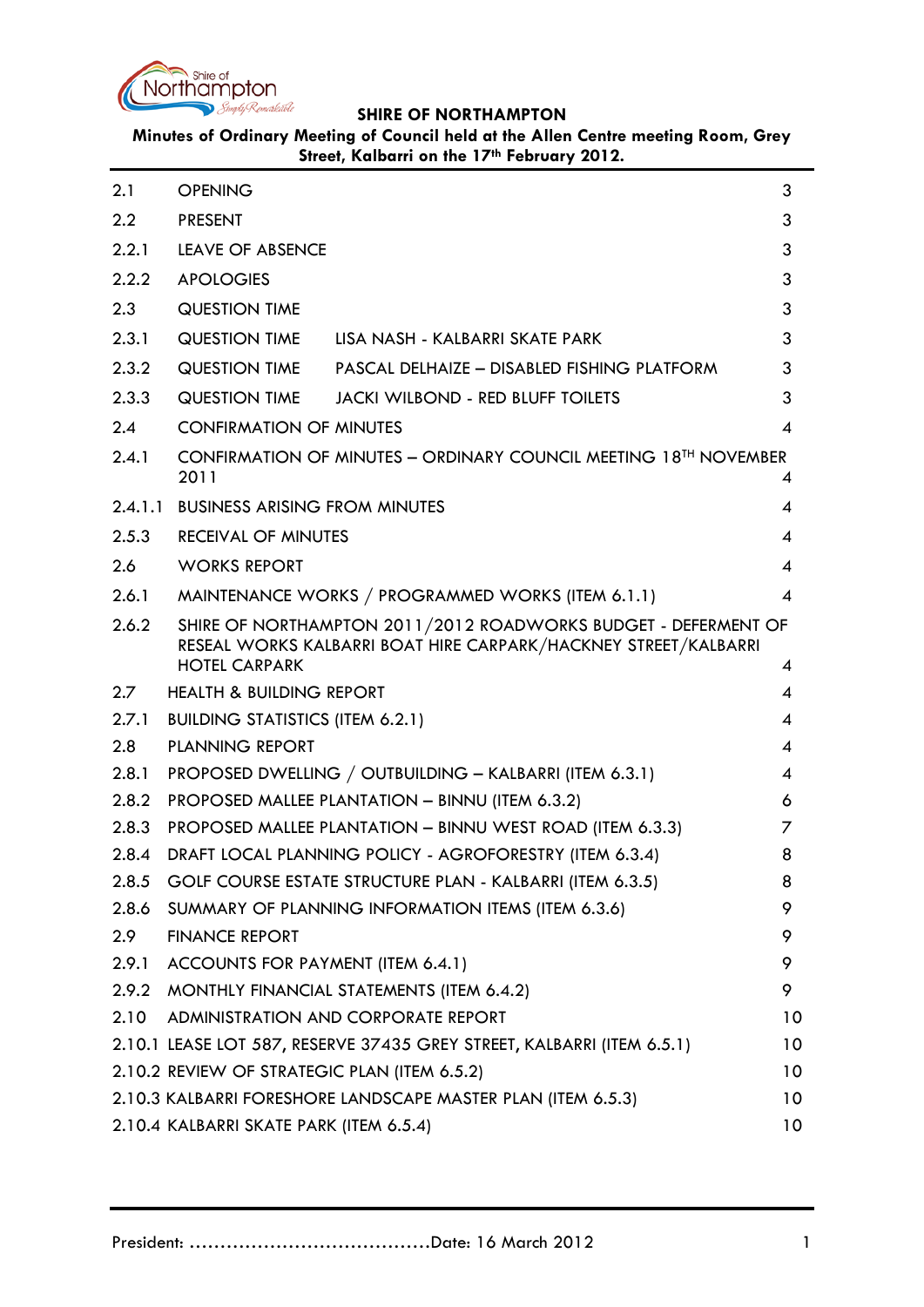**SHIRE OF NORTHAMPTON**

**Minutes of Ordinary Meeting of Council held at the Allen Centre meeting Room, Grey Street, Kalbarri on the 17th February 2012.**

| | | |
|---|---|---|
| 2.1 | OPENING | 3 |
| 2.2 | PRESENT | 3 |
| 2.2.1 | LEAVE OF ABSENCE | 3 |
| 2.2.2 | APOLOGIES | 3 |
| 2.3 | QUESTION TIME | 3 |
| 2.3.1 | QUESTION TIME LISA NASH - KALBARRI SKATE PARK | 3 |
| 2.3.2 | QUESTION TIME PASCAL DELHAIZE – DISABLED FISHING PLATFORM | 3 |
| 2.3.3 | QUESTION TIME JACKI WILBOND - RED BLUFF TOILETS | 3 |
| 2.4 | CONFIRMATION OF MINUTES | 4 |
| 2.4.1 | CONFIRMATION OF MINUTES – ORDINARY COUNCIL MEETING 18TH NOVEMBER 2011 | 4 |
| 2.4.1.1 | BUSINESS ARISING FROM MINUTES | 4 |
| 2.5.3 | RECEIVAL OF MINUTES | 4 |
| 2.6 | WORKS REPORT | 4 |
| 2.6.1 | MAINTENANCE WORKS / PROGRAMMED WORKS (ITEM 6.1.1) | 4 |
| 2.6.2 | SHIRE OF NORTHAMPTON 2011/2012 ROADWORKS BUDGET - DEFERMENT OF RESEAL WORKS KALBARRI BOAT HIRE CARPARK/HACKNEY STREET/KALBARRI HOTEL CARPARK | 4 |
| 2.7 | HEALTH & BUILDING REPORT | 4 |
| 2.7.1 | BUILDING STATISTICS (ITEM 6.2.1) | 4 |
| 2.8 | PLANNING REPORT | 4 |
| 2.8.1 | PROPOSED DWELLING / OUTBUILDING – KALBARRI (ITEM 6.3.1) | 4 |
| 2.8.2 | PROPOSED MALLEE PLANTATION – BINNU (ITEM 6.3.2) | 6 |
| 2.8.3 | PROPOSED MALLEE PLANTATION – BINNU WEST ROAD (ITEM 6.3.3) | 7 |
| 2.8.4 | DRAFT LOCAL PLANNING POLICY - AGROFORESTRY (ITEM 6.3.4) | 8 |
| 2.8.5 | GOLF COURSE ESTATE STRUCTURE PLAN - KALBARRI (ITEM 6.3.5) | 8 |
| 2.8.6 | SUMMARY OF PLANNING INFORMATION ITEMS (ITEM 6.3.6) | 9 |
| 2.9 | FINANCE REPORT | 9 |
| 2.9.1 | ACCOUNTS FOR PAYMENT (ITEM 6.4.1) | 9 |
| 2.9.2 | MONTHLY FINANCIAL STATEMENTS (ITEM 6.4.2) | 9 |
| 2.10 | ADMINISTRATION AND CORPORATE REPORT | 10 |
| 2.10.1 | LEASE LOT 587, RESERVE 37435 GREY STREET, KALBARRI (ITEM 6.5.1) | 10 |
| 2.10.2 | REVIEW OF STRATEGIC PLAN (ITEM 6.5.2) | 10 |
| 2.10.3 | KALBARRI FORESHORE LANDSCAPE MASTER PLAN (ITEM 6.5.3) | 10 |
| 2.10.4 | KALBARRI SKATE PARK (ITEM 6.5.4) | 10 |

President: ………………………………….Date: 16 March 2012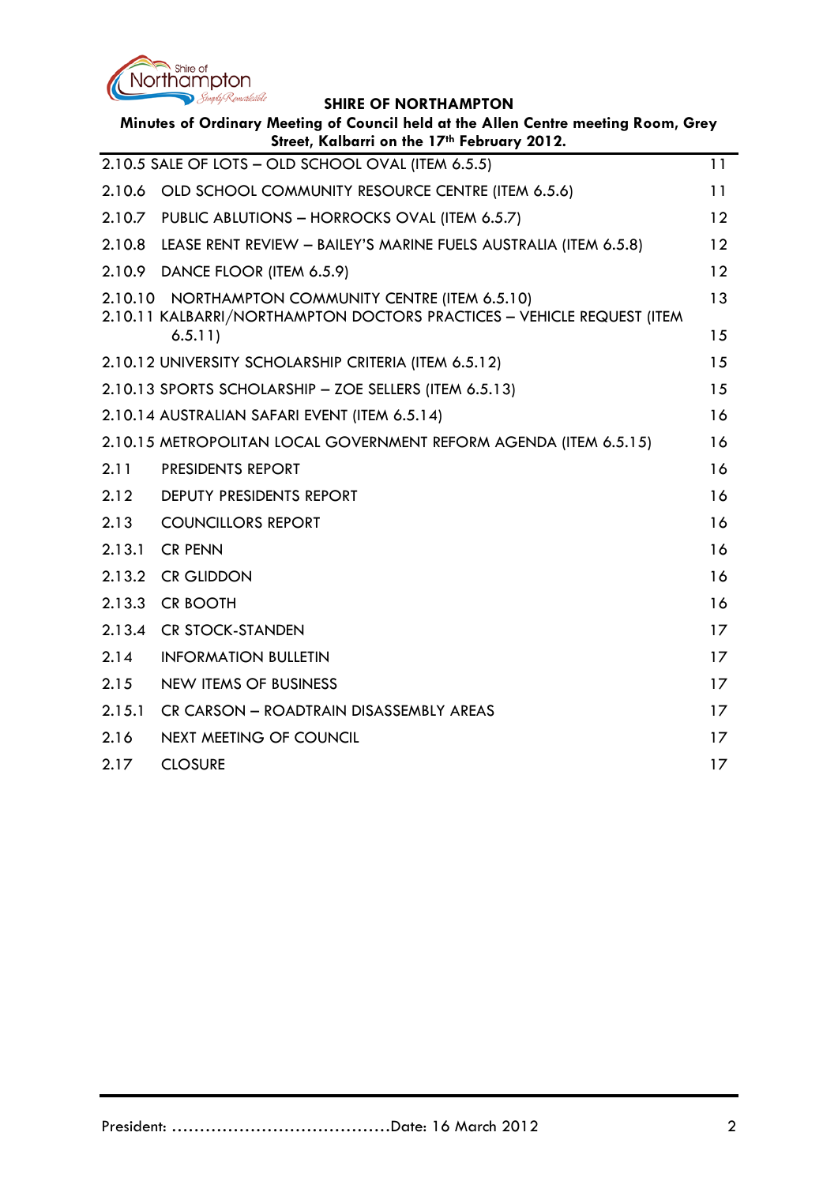| | | |
|---|---|---|
| 2.10.5 | SALE OF LOTS – OLD SCHOOL OVAL (ITEM 6.5.5) | 11 |
| 2.10.6 | OLD SCHOOL COMMUNITY RESOURCE CENTRE (ITEM 6.5.6) | 11 |
| 2.10.7 | PUBLIC ABLUTIONS – HORROCKS OVAL (ITEM 6.5.7) | 12 |
| 2.10.8 | LEASE RENT REVIEW – BAILEY'S MARINE FUELS AUSTRALIA (ITEM 6.5.8) | 12 |
| 2.10.9 | DANCE FLOOR (ITEM 6.5.9) | 12 |
| 2.10.10 | NORTHAMPTON COMMUNITY CENTRE (ITEM 6.5.10) | 13 |
| 2.10.11 | KALBARRI/NORTHAMPTON DOCTORS PRACTICES – VEHICLE REQUEST (ITEM 6.5.11) | 15 |
| 2.10.12 | UNIVERSITY SCHOLARSHIP CRITERIA (ITEM 6.5.12) | 15 |
| 2.10.13 | SPORTS SCHOLARSHIP – ZOE SELLERS (ITEM 6.5.13) | 15 |
| 2.10.14 | AUSTRALIAN SAFARI EVENT (ITEM 6.5.14) | 16 |
| 2.10.15 | METROPOLITAN LOCAL GOVERNMENT REFORM AGENDA (ITEM 6.5.15) | 16 |
| 2.11 | PRESIDENTS REPORT | 16 |
| 2.12 | DEPUTY PRESIDENTS REPORT | 16 |
| 2.13 | COUNCILLORS REPORT | 16 |
| 2.13.1 | CR PENN | 16 |
| 2.13.2 | CR GLIDDON | 16 |
| 2.13.3 | CR BOOTH | 16 |
| 2.13.4 | CR STOCK-STANDEN | 17 |
| 2.14 | INFORMATION BULLETIN | 17 |
| 2.15 | NEW ITEMS OF BUSINESS | 17 |
| 2.15.1 | CR CARSON – ROADTRAIN DISASSEMBLY AREAS | 17 |
| 2.16 | NEXT MEETING OF COUNCIL | 17 |
| 2.17 | CLOSURE | 17 |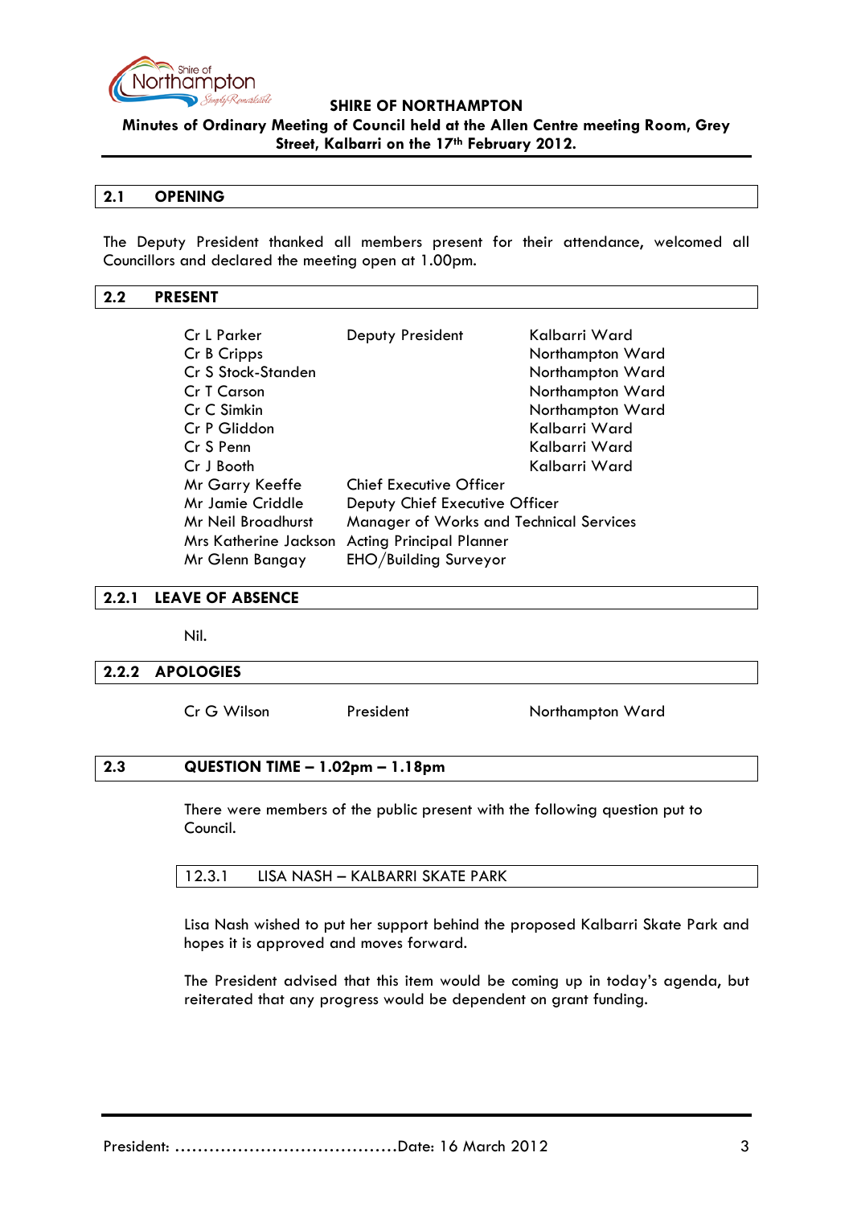**SHIRE OF NORTHAMPTON**

**Minutes of Ordinary Meeting of Council held at the Allen Centre meeting Room, Grey Street, Kalbarri on the 17th February 2012.**

## 2.1 OPENING

The Deputy President thanked all members present for their attendance, welcomed all Councillors and declared the meeting open at 1.00pm.

## 2.2 PRESENT

| | | |
|---|---|---|
| Cr L Parker | Deputy President | Kalbarri Ward |
| Cr B Cripps | | Northampton Ward |
| Cr S Stock-Standen | | Northampton Ward |
| Cr T Carson | | Northampton Ward |
| Cr C Simkin | | Northampton Ward |
| Cr P Gliddon | | Kalbarri Ward |
| Cr S Penn | | Kalbarri Ward |
| Cr J Booth | | Kalbarri Ward |
| Mr Garry Keeffe | Chief Executive Officer | |
| Mr Jamie Criddle | Deputy Chief Executive Officer | |
| Mr Neil Broadhurst | Manager of Works and Technical Services | |
| Mrs Katherine Jackson | Acting Principal Planner | |
| Mr Glenn Bangay | EHO/Building Surveyor | |

## 2.2.1 LEAVE OF ABSENCE

Nil.

## 2.2.2 APOLOGIES

| | | |
|---|---|---|
| Cr G Wilson | President | Northampton Ward |

## 2.3 QUESTION TIME – 1.02pm – 1.18pm

There were members of the public present with the following question put to Council.

### 12.3.1 LISA NASH – KALBARRI SKATE PARK

Lisa Nash wished to put her support behind the proposed Kalbarri Skate Park and hopes it is approved and moves forward.

The President advised that this item would be coming up in today's agenda, but reiterated that any progress would be dependent on grant funding.

President: ……………………………………Date: 16 March 2012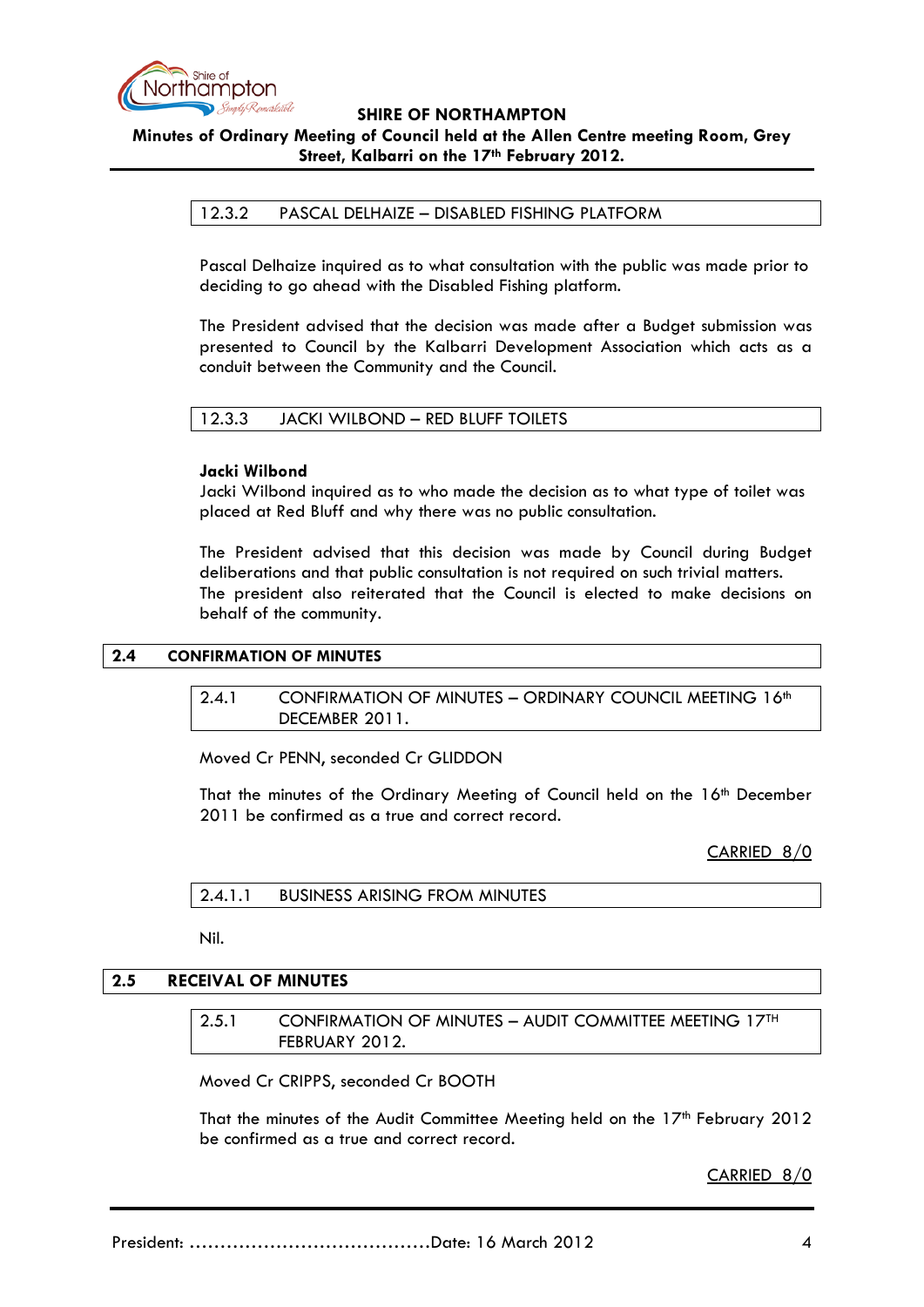### 12.3.2 PASCAL DELHAIZE – DISABLED FISHING PLATFORM

Pascal Delhaize inquired as to what consultation with the public was made prior to deciding to go ahead with the Disabled Fishing platform.

The President advised that the decision was made after a Budget submission was presented to Council by the Kalbarri Development Association which acts as a conduit between the Community and the Council.

### 12.3.3 JACKI WILBOND – RED BLUFF TOILETS

**Jacki Wilbond**
Jacki Wilbond inquired as to who made the decision as to what type of toilet was placed at Red Bluff and why there was no public consultation.

The President advised that this decision was made by Council during Budget deliberations and that public consultation is not required on such trivial matters. The president also reiterated that the Council is elected to make decisions on behalf of the community.

## 2.4 CONFIRMATION OF MINUTES

### 2.4.1 CONFIRMATION OF MINUTES – ORDINARY COUNCIL MEETING 16th DECEMBER 2011.

Moved Cr PENN, seconded Cr GLIDDON

That the minutes of the Ordinary Meeting of Council held on the 16th December 2011 be confirmed as a true and correct record.

CARRIED 8/0

### 2.4.1.1 BUSINESS ARISING FROM MINUTES

Nil.

## 2.5 RECEIVAL OF MINUTES

### 2.5.1 CONFIRMATION OF MINUTES – AUDIT COMMITTEE MEETING 17TH FEBRUARY 2012.

Moved Cr CRIPPS, seconded Cr BOOTH

That the minutes of the Audit Committee Meeting held on the 17th February 2012 be confirmed as a true and correct record.

CARRIED 8/0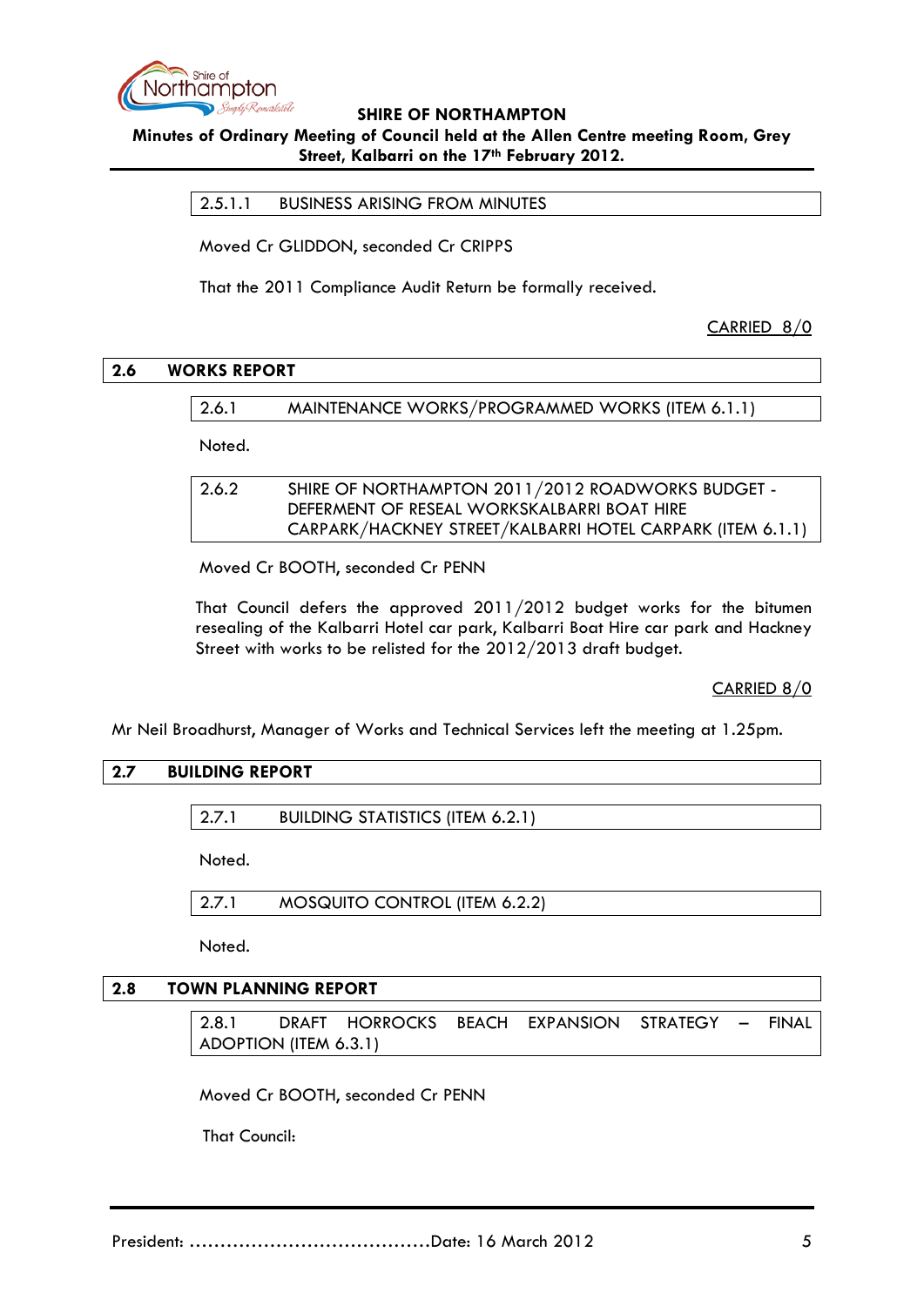#### 2.5.1.1 BUSINESS ARISING FROM MINUTES

Moved Cr GLIDDON, seconded Cr CRIPPS

That the 2011 Compliance Audit Return be formally received.

CARRIED 8/0

## 2.6 WORKS REPORT

#### 2.6.1 MAINTENANCE WORKS/PROGRAMMED WORKS (ITEM 6.1.1)

Noted.

#### 2.6.2 SHIRE OF NORTHAMPTON 2011/2012 ROADWORKS BUDGET - DEFERMENT OF RESEAL WORKSKALBARRI BOAT HIRE CARPARK/HACKNEY STREET/KALBARRI HOTEL CARPARK (ITEM 6.1.1)

Moved Cr BOOTH, seconded Cr PENN

That Council defers the approved 2011/2012 budget works for the bitumen resealing of the Kalbarri Hotel car park, Kalbarri Boat Hire car park and Hackney Street with works to be relisted for the 2012/2013 draft budget.

CARRIED 8/0

Mr Neil Broadhurst, Manager of Works and Technical Services left the meeting at 1.25pm.

## 2.7 BUILDING REPORT

#### 2.7.1 BUILDING STATISTICS (ITEM 6.2.1)

Noted.

#### 2.7.1 MOSQUITO CONTROL (ITEM 6.2.2)

Noted.

## 2.8 TOWN PLANNING REPORT

#### 2.8.1 DRAFT HORROCKS BEACH EXPANSION STRATEGY – FINAL ADOPTION (ITEM 6.3.1)

Moved Cr BOOTH, seconded Cr PENN

That Council:

President: ………………………………….Date: 16 March 2012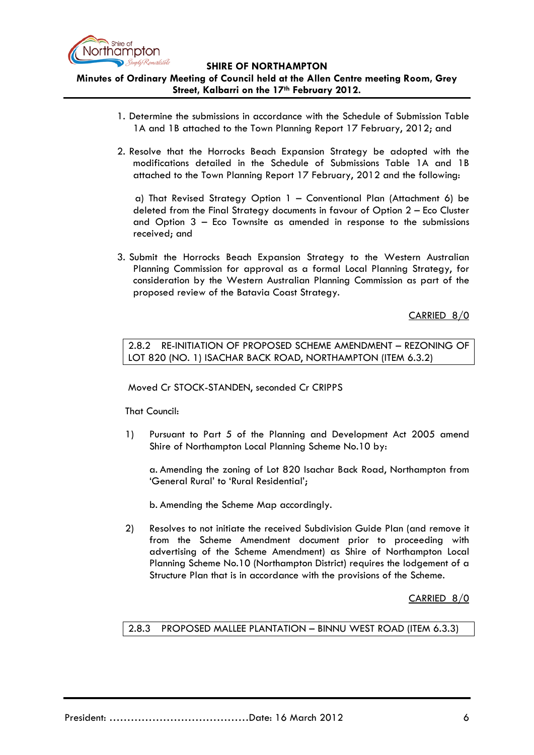1. Determine the submissions in accordance with the Schedule of Submission Table 1A and 1B attached to the Town Planning Report 17 February, 2012; and

2. Resolve that the Horrocks Beach Expansion Strategy be adopted with the modifications detailed in the Schedule of Submissions Table 1A and 1B attached to the Town Planning Report 17 February, 2012 and the following:

   a) That Revised Strategy Option 1 – Conventional Plan (Attachment 6) be deleted from the Final Strategy documents in favour of Option 2 – Eco Cluster and Option 3 – Eco Townsite as amended in response to the submissions received; and

3. Submit the Horrocks Beach Expansion Strategy to the Western Australian Planning Commission for approval as a formal Local Planning Strategy, for consideration by the Western Australian Planning Commission as part of the proposed review of the Batavia Coast Strategy.

CARRIED 8/0

## 2.8.2 RE-INITIATION OF PROPOSED SCHEME AMENDMENT – REZONING OF LOT 820 (NO. 1) ISACHAR BACK ROAD, NORTHAMPTON (ITEM 6.3.2)

Moved Cr STOCK-STANDEN, seconded Cr CRIPPS

That Council:

1) Pursuant to Part 5 of the Planning and Development Act 2005 amend Shire of Northampton Local Planning Scheme No.10 by:

   a. Amending the zoning of Lot 820 Isachar Back Road, Northampton from 'General Rural' to 'Rural Residential';

   b. Amending the Scheme Map accordingly.

2) Resolves to not initiate the received Subdivision Guide Plan (and remove it from the Scheme Amendment document prior to proceeding with advertising of the Scheme Amendment) as Shire of Northampton Local Planning Scheme No.10 (Northampton District) requires the lodgement of a Structure Plan that is in accordance with the provisions of the Scheme.

CARRIED 8/0

## 2.8.3 PROPOSED MALLEE PLANTATION – BINNU WEST ROAD (ITEM 6.3.3)

President: ......................................Date: 16 March 2012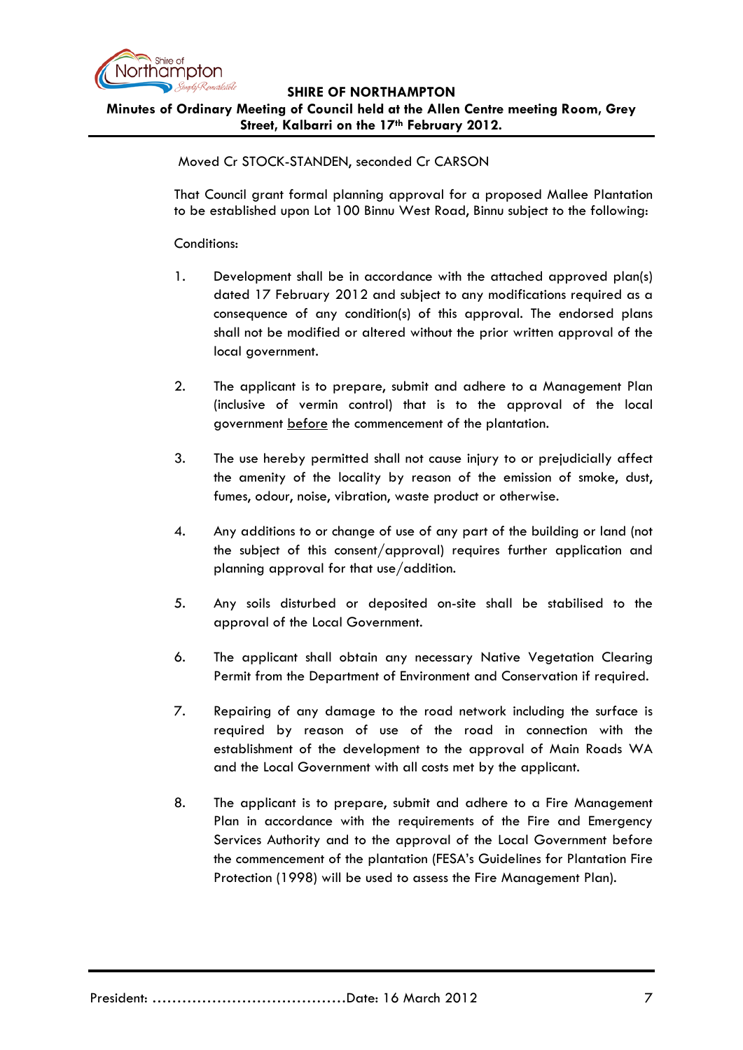Moved Cr STOCK-STANDEN, seconded Cr CARSON

That Council grant formal planning approval for a proposed Mallee Plantation to be established upon Lot 100 Binnu West Road, Binnu subject to the following:

Conditions:

1. Development shall be in accordance with the attached approved plan(s) dated 17 February 2012 and subject to any modifications required as a consequence of any condition(s) of this approval. The endorsed plans shall not be modified or altered without the prior written approval of the local government.

2. The applicant is to prepare, submit and adhere to a Management Plan (inclusive of vermin control) that is to the approval of the local government before the commencement of the plantation.

3. The use hereby permitted shall not cause injury to or prejudicially affect the amenity of the locality by reason of the emission of smoke, dust, fumes, odour, noise, vibration, waste product or otherwise.

4. Any additions to or change of use of any part of the building or land (not the subject of this consent/approval) requires further application and planning approval for that use/addition.

5. Any soils disturbed or deposited on-site shall be stabilised to the approval of the Local Government.

6. The applicant shall obtain any necessary Native Vegetation Clearing Permit from the Department of Environment and Conservation if required.

7. Repairing of any damage to the road network including the surface is required by reason of use of the road in connection with the establishment of the development to the approval of Main Roads WA and the Local Government with all costs met by the applicant.

8. The applicant is to prepare, submit and adhere to a Fire Management Plan in accordance with the requirements of the Fire and Emergency Services Authority and to the approval of the Local Government before the commencement of the plantation (FESA's Guidelines for Plantation Fire Protection (1998) will be used to assess the Fire Management Plan).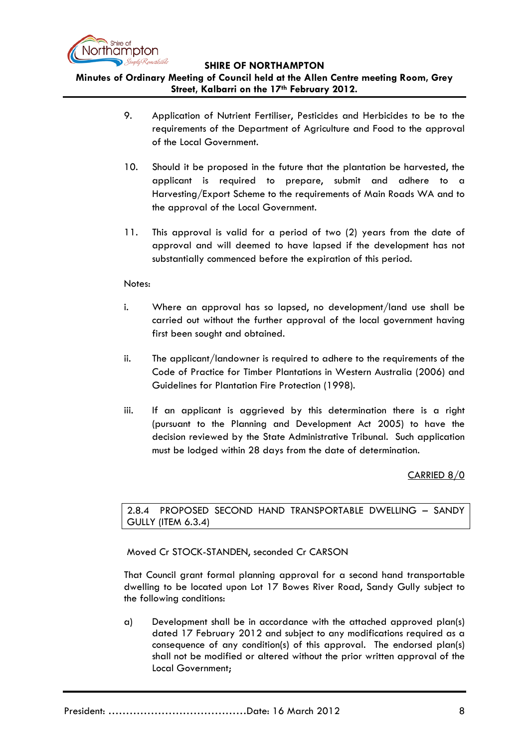9. Application of Nutrient Fertiliser, Pesticides and Herbicides to be to the requirements of the Department of Agriculture and Food to the approval of the Local Government.

10. Should it be proposed in the future that the plantation be harvested, the applicant is required to prepare, submit and adhere to a Harvesting/Export Scheme to the requirements of Main Roads WA and to the approval of the Local Government.

11. This approval is valid for a period of two (2) years from the date of approval and will deemed to have lapsed if the development has not substantially commenced before the expiration of this period.

Notes:

i. Where an approval has so lapsed, no development/land use shall be carried out without the further approval of the local government having first been sought and obtained.

ii. The applicant/landowner is required to adhere to the requirements of the Code of Practice for Timber Plantations in Western Australia (2006) and Guidelines for Plantation Fire Protection (1998).

iii. If an applicant is aggrieved by this determination there is a right (pursuant to the Planning and Development Act 2005) to have the decision reviewed by the State Administrative Tribunal. Such application must be lodged within 28 days from the date of determination.

CARRIED 8/0

## 2.8.4 PROPOSED SECOND HAND TRANSPORTABLE DWELLING – SANDY GULLY (ITEM 6.3.4)

Moved Cr STOCK-STANDEN, seconded Cr CARSON

That Council grant formal planning approval for a second hand transportable dwelling to be located upon Lot 17 Bowes River Road, Sandy Gully subject to the following conditions:

a) Development shall be in accordance with the attached approved plan(s) dated 17 February 2012 and subject to any modifications required as a consequence of any condition(s) of this approval. The endorsed plan(s) shall not be modified or altered without the prior written approval of the Local Government;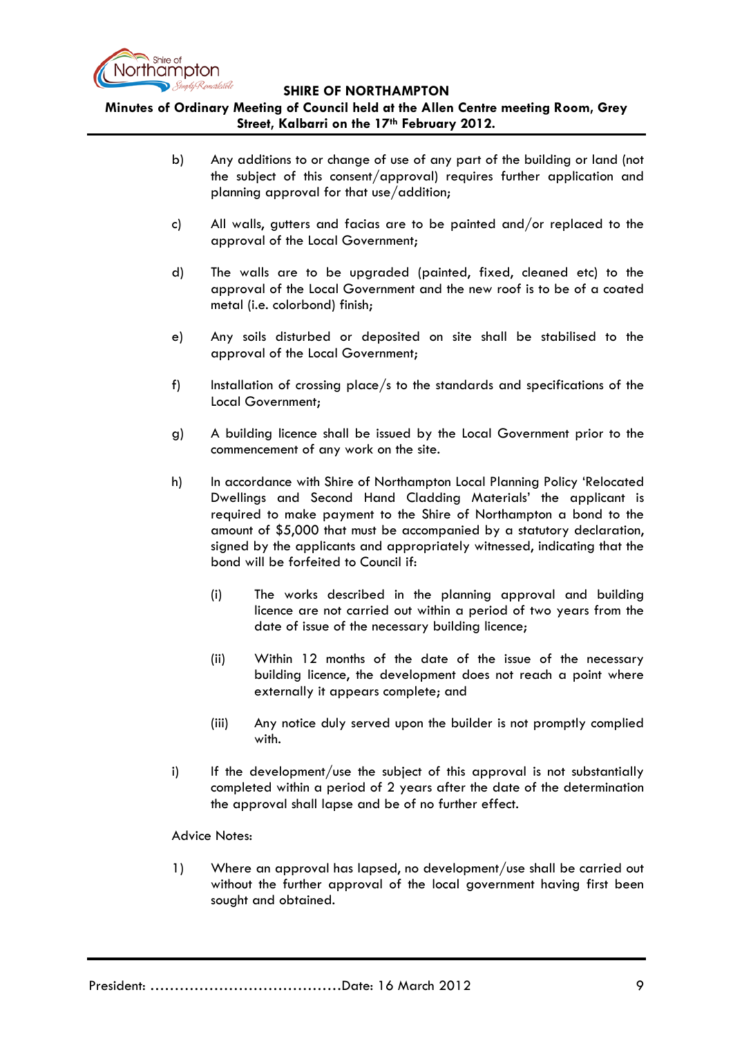b) Any additions to or change of use of any part of the building or land (not the subject of this consent/approval) requires further application and planning approval for that use/addition;

c) All walls, gutters and facias are to be painted and/or replaced to the approval of the Local Government;

d) The walls are to be upgraded (painted, fixed, cleaned etc) to the approval of the Local Government and the new roof is to be of a coated metal (i.e. colorbond) finish;

e) Any soils disturbed or deposited on site shall be stabilised to the approval of the Local Government;

f) Installation of crossing place/s to the standards and specifications of the Local Government;

g) A building licence shall be issued by the Local Government prior to the commencement of any work on the site.

h) In accordance with Shire of Northampton Local Planning Policy 'Relocated Dwellings and Second Hand Cladding Materials' the applicant is required to make payment to the Shire of Northampton a bond to the amount of $5,000 that must be accompanied by a statutory declaration, signed by the applicants and appropriately witnessed, indicating that the bond will be forfeited to Council if:

   (i) The works described in the planning approval and building licence are not carried out within a period of two years from the date of issue of the necessary building licence;

   (ii) Within 12 months of the date of the issue of the necessary building licence, the development does not reach a point where externally it appears complete; and

   (iii) Any notice duly served upon the builder is not promptly complied with.

i) If the development/use the subject of this approval is not substantially completed within a period of 2 years after the date of the determination the approval shall lapse and be of no further effect.

Advice Notes:

1) Where an approval has lapsed, no development/use shall be carried out without the further approval of the local government having first been sought and obtained.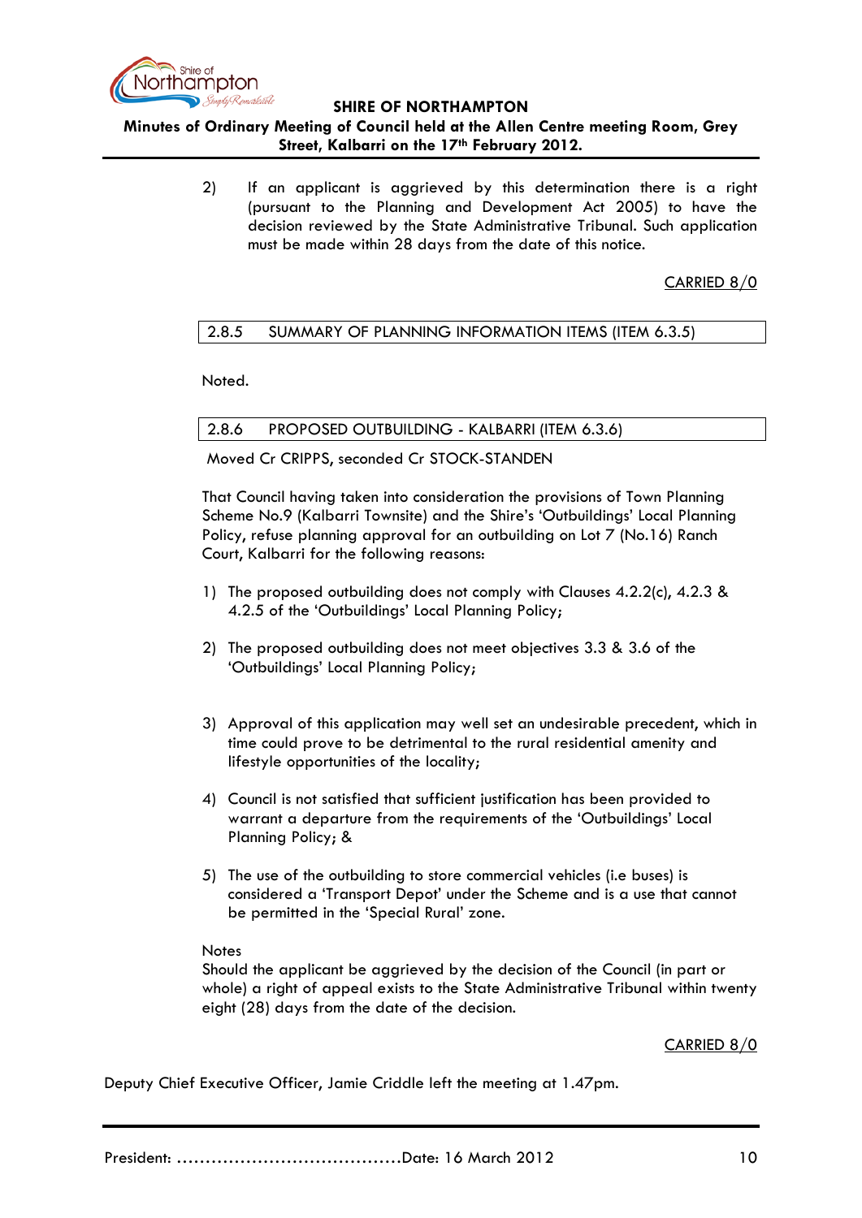2) If an applicant is aggrieved by this determination there is a right (pursuant to the Planning and Development Act 2005) to have the decision reviewed by the State Administrative Tribunal. Such application must be made within 28 days from the date of this notice.

CARRIED 8/0

### 2.8.5 SUMMARY OF PLANNING INFORMATION ITEMS (ITEM 6.3.5)

Noted.

### 2.8.6 PROPOSED OUTBUILDING - KALBARRI (ITEM 6.3.6)

Moved Cr CRIPPS, seconded Cr STOCK-STANDEN

That Council having taken into consideration the provisions of Town Planning Scheme No.9 (Kalbarri Townsite) and the Shire's 'Outbuildings' Local Planning Policy, refuse planning approval for an outbuilding on Lot 7 (No.16) Ranch Court, Kalbarri for the following reasons:

1) The proposed outbuilding does not comply with Clauses 4.2.2(c), 4.2.3 & 4.2.5 of the 'Outbuildings' Local Planning Policy;

2) The proposed outbuilding does not meet objectives 3.3 & 3.6 of the 'Outbuildings' Local Planning Policy;

3) Approval of this application may well set an undesirable precedent, which in time could prove to be detrimental to the rural residential amenity and lifestyle opportunities of the locality;

4) Council is not satisfied that sufficient justification has been provided to warrant a departure from the requirements of the 'Outbuildings' Local Planning Policy; &

5) The use of the outbuilding to store commercial vehicles (i.e buses) is considered a 'Transport Depot' under the Scheme and is a use that cannot be permitted in the 'Special Rural' zone.

Notes
Should the applicant be aggrieved by the decision of the Council (in part or whole) a right of appeal exists to the State Administrative Tribunal within twenty eight (28) days from the date of the decision.

CARRIED 8/0

Deputy Chief Executive Officer, Jamie Criddle left the meeting at 1.47pm.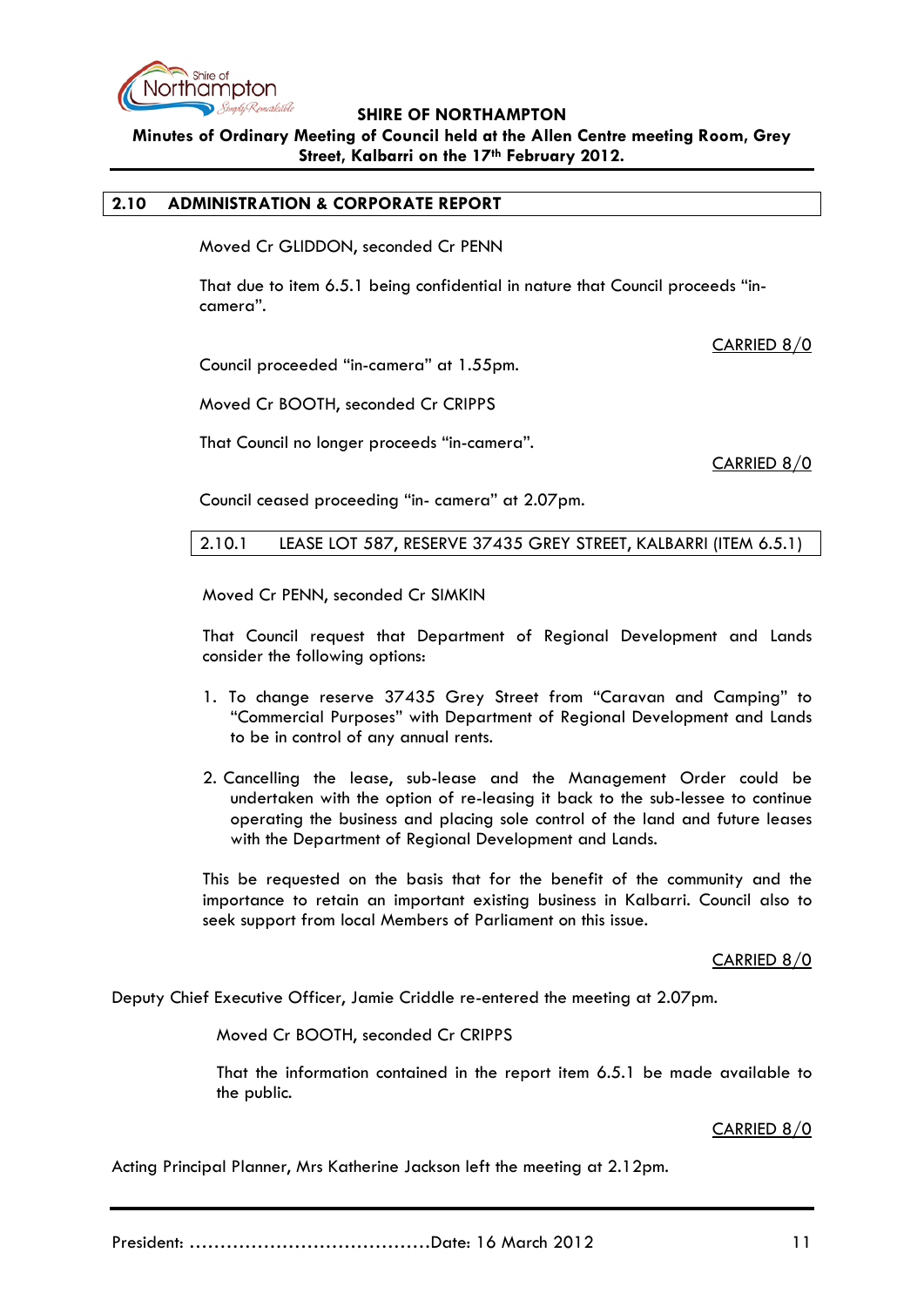## 2.10 ADMINISTRATION & CORPORATE REPORT

Moved Cr GLIDDON, seconded Cr PENN

That due to item 6.5.1 being confidential in nature that Council proceeds "in-camera".

<u>CARRIED 8/0</u>

Council proceeded "in-camera" at 1.55pm.

Moved Cr BOOTH, seconded Cr CRIPPS

That Council no longer proceeds "in-camera".

<u>CARRIED 8/0</u>

Council ceased proceeding "in- camera" at 2.07pm.

### 2.10.1 LEASE LOT 587, RESERVE 37435 GREY STREET, KALBARRI (ITEM 6.5.1)

Moved Cr PENN, seconded Cr SIMKIN

That Council request that Department of Regional Development and Lands consider the following options:

1. To change reserve 37435 Grey Street from "Caravan and Camping" to "Commercial Purposes" with Department of Regional Development and Lands to be in control of any annual rents.
2. Cancelling the lease, sub-lease and the Management Order could be undertaken with the option of re-leasing it back to the sub-lessee to continue operating the business and placing sole control of the land and future leases with the Department of Regional Development and Lands.

This be requested on the basis that for the benefit of the community and the importance to retain an important existing business in Kalbarri. Council also to seek support from local Members of Parliament on this issue.

<u>CARRIED 8/0</u>

Deputy Chief Executive Officer, Jamie Criddle re-entered the meeting at 2.07pm.

Moved Cr BOOTH, seconded Cr CRIPPS

That the information contained in the report item 6.5.1 be made available to the public.

<u>CARRIED 8/0</u>

Acting Principal Planner, Mrs Katherine Jackson left the meeting at 2.12pm.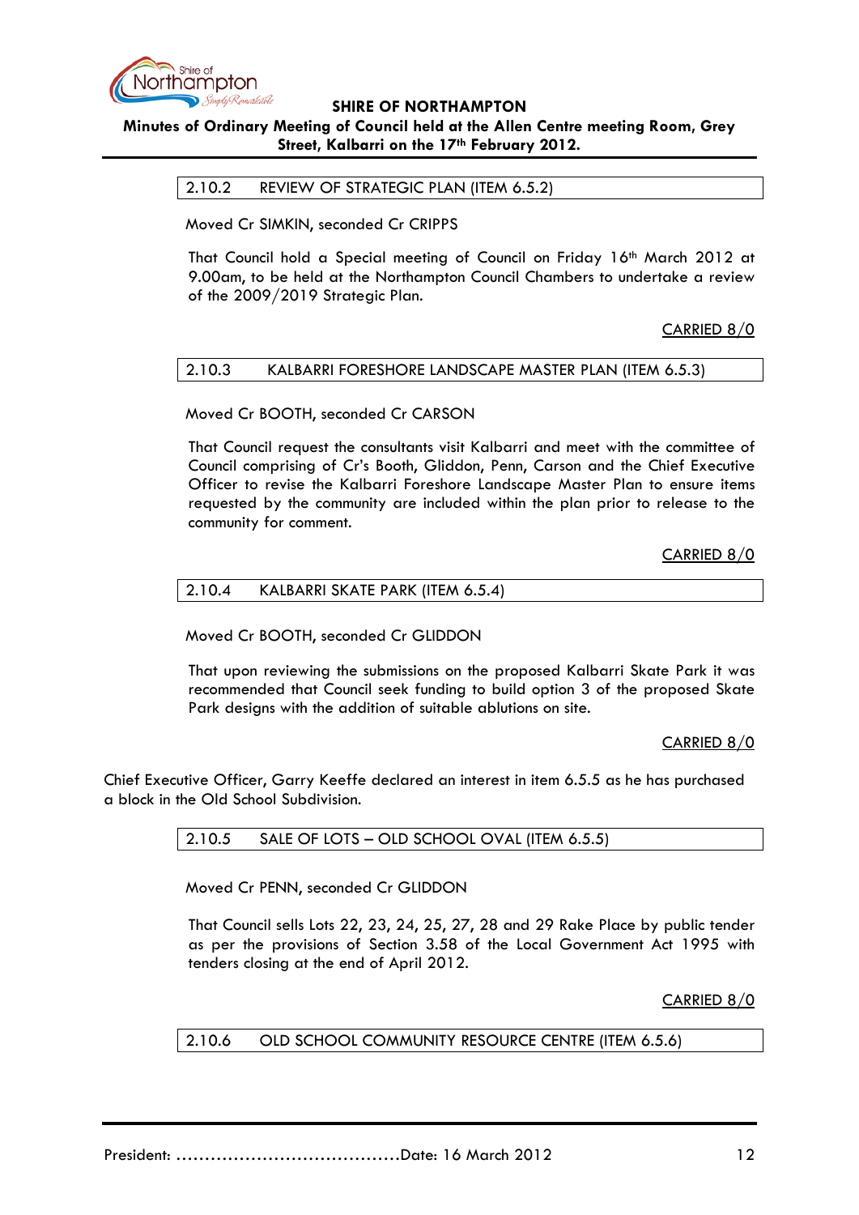2.10.2 REVIEW OF STRATEGIC PLAN (ITEM 6.5.2)

Moved Cr SIMKIN, seconded Cr CRIPPS

That Council hold a Special meeting of Council on Friday 16th March 2012 at 9.00am, to be held at the Northampton Council Chambers to undertake a review of the 2009/2019 Strategic Plan.

CARRIED 8/0

2.10.3 KALBARRI FORESHORE LANDSCAPE MASTER PLAN (ITEM 6.5.3)

Moved Cr BOOTH, seconded Cr CARSON

That Council request the consultants visit Kalbarri and meet with the committee of Council comprising of Cr's Booth, Gliddon, Penn, Carson and the Chief Executive Officer to revise the Kalbarri Foreshore Landscape Master Plan to ensure items requested by the community are included within the plan prior to release to the community for comment.

CARRIED 8/0

2.10.4 KALBARRI SKATE PARK (ITEM 6.5.4)

Moved Cr BOOTH, seconded Cr GLIDDON

That upon reviewing the submissions on the proposed Kalbarri Skate Park it was recommended that Council seek funding to build option 3 of the proposed Skate Park designs with the addition of suitable ablutions on site.

CARRIED 8/0

Chief Executive Officer, Garry Keeffe declared an interest in item 6.5.5 as he has purchased a block in the Old School Subdivision.

2.10.5 SALE OF LOTS – OLD SCHOOL OVAL (ITEM 6.5.5)

Moved Cr PENN, seconded Cr GLIDDON

That Council sells Lots 22, 23, 24, 25, 27, 28 and 29 Rake Place by public tender as per the provisions of Section 3.58 of the Local Government Act 1995 with tenders closing at the end of April 2012.

CARRIED 8/0

2.10.6 OLD SCHOOL COMMUNITY RESOURCE CENTRE (ITEM 6.5.6)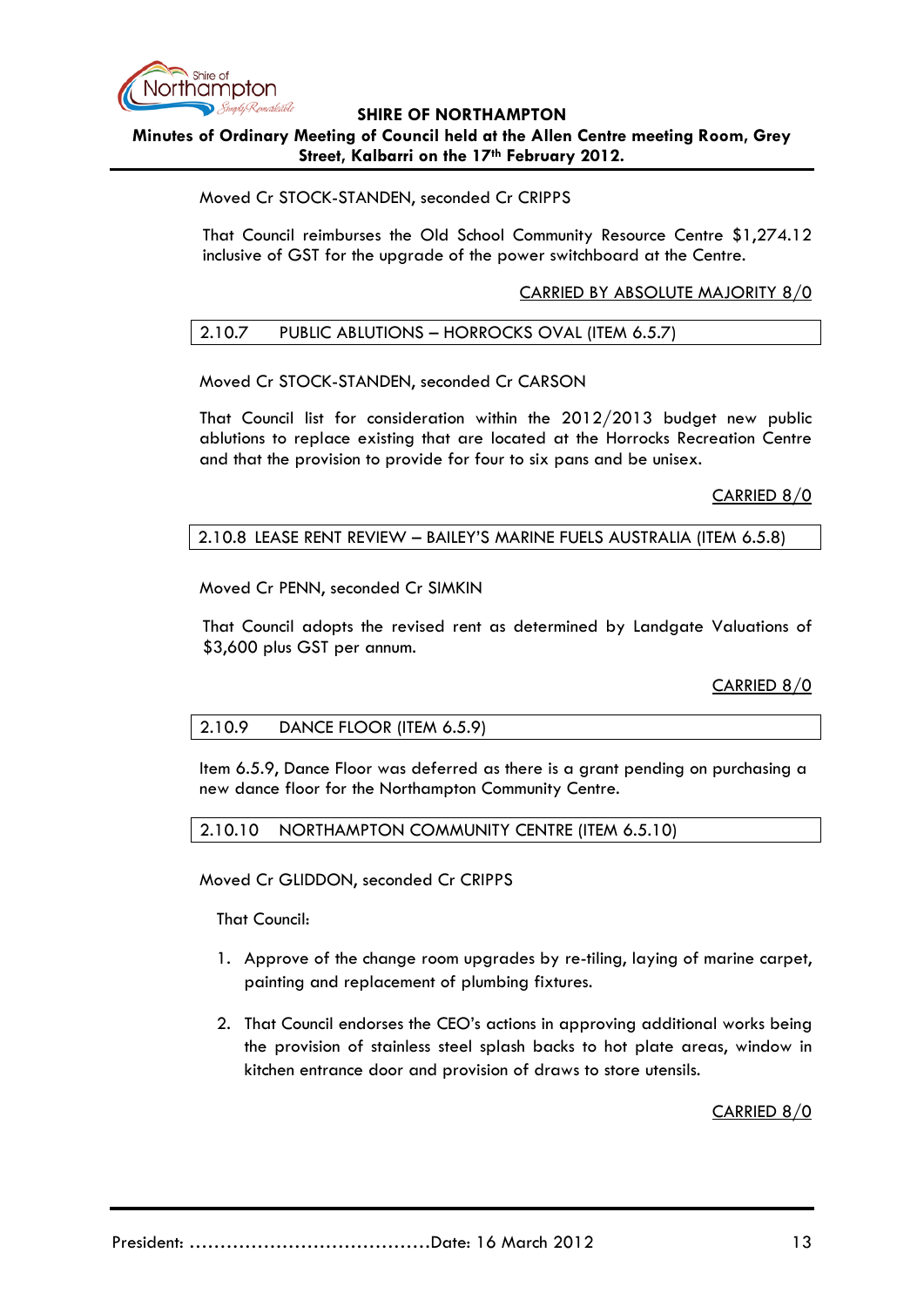Moved Cr STOCK-STANDEN, seconded Cr CRIPPS

That Council reimburses the Old School Community Resource Centre $1,274.12 inclusive of GST for the upgrade of the power switchboard at the Centre.

CARRIED BY ABSOLUTE MAJORITY 8/0

### 2.10.7 PUBLIC ABLUTIONS – HORROCKS OVAL (ITEM 6.5.7)

Moved Cr STOCK-STANDEN, seconded Cr CARSON

That Council list for consideration within the 2012/2013 budget new public ablutions to replace existing that are located at the Horrocks Recreation Centre and that the provision to provide for four to six pans and be unisex.

CARRIED 8/0

### 2.10.8 LEASE RENT REVIEW – BAILEY'S MARINE FUELS AUSTRALIA (ITEM 6.5.8)

Moved Cr PENN, seconded Cr SIMKIN

That Council adopts the revised rent as determined by Landgate Valuations of $3,600 plus GST per annum.

CARRIED 8/0

### 2.10.9 DANCE FLOOR (ITEM 6.5.9)

Item 6.5.9, Dance Floor was deferred as there is a grant pending on purchasing a new dance floor for the Northampton Community Centre.

### 2.10.10 NORTHAMPTON COMMUNITY CENTRE (ITEM 6.5.10)

Moved Cr GLIDDON, seconded Cr CRIPPS

That Council:

1. Approve of the change room upgrades by re-tiling, laying of marine carpet, painting and replacement of plumbing fixtures.

2. That Council endorses the CEO's actions in approving additional works being the provision of stainless steel splash backs to hot plate areas, window in kitchen entrance door and provision of draws to store utensils.

CARRIED 8/0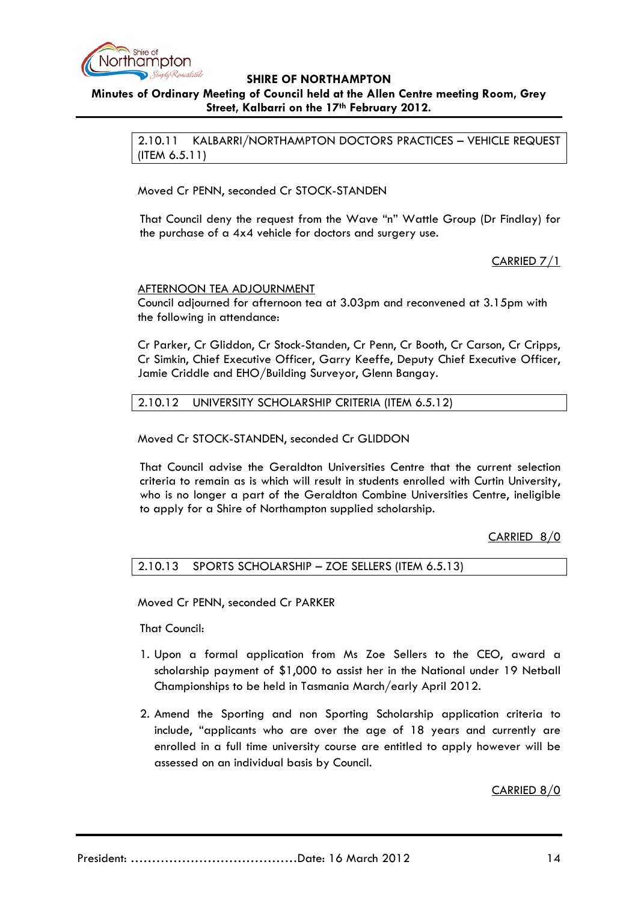## 2.10.11 KALBARRI/NORTHAMPTON DOCTORS PRACTICES – VEHICLE REQUEST (ITEM 6.5.11)

Moved Cr PENN, seconded Cr STOCK-STANDEN

That Council deny the request from the Wave "n" Wattle Group (Dr Findlay) for the purchase of a 4x4 vehicle for doctors and surgery use.

CARRIED 7/1

AFTERNOON TEA ADJOURNMENT

Council adjourned for afternoon tea at 3.03pm and reconvened at 3.15pm with the following in attendance:

Cr Parker, Cr Gliddon, Cr Stock-Standen, Cr Penn, Cr Booth, Cr Carson, Cr Cripps, Cr Simkin, Chief Executive Officer, Garry Keeffe, Deputy Chief Executive Officer, Jamie Criddle and EHO/Building Surveyor, Glenn Bangay.

## 2.10.12 UNIVERSITY SCHOLARSHIP CRITERIA (ITEM 6.5.12)

Moved Cr STOCK-STANDEN, seconded Cr GLIDDON

That Council advise the Geraldton Universities Centre that the current selection criteria to remain as is which will result in students enrolled with Curtin University, who is no longer a part of the Geraldton Combine Universities Centre, ineligible to apply for a Shire of Northampton supplied scholarship.

CARRIED 8/0

## 2.10.13 SPORTS SCHOLARSHIP – ZOE SELLERS (ITEM 6.5.13)

Moved Cr PENN, seconded Cr PARKER

That Council:

1. Upon a formal application from Ms Zoe Sellers to the CEO, award a scholarship payment of $1,000 to assist her in the National under 19 Netball Championships to be held in Tasmania March/early April 2012.

2. Amend the Sporting and non Sporting Scholarship application criteria to include, "applicants who are over the age of 18 years and currently are enrolled in a full time university course are entitled to apply however will be assessed on an individual basis by Council.

CARRIED 8/0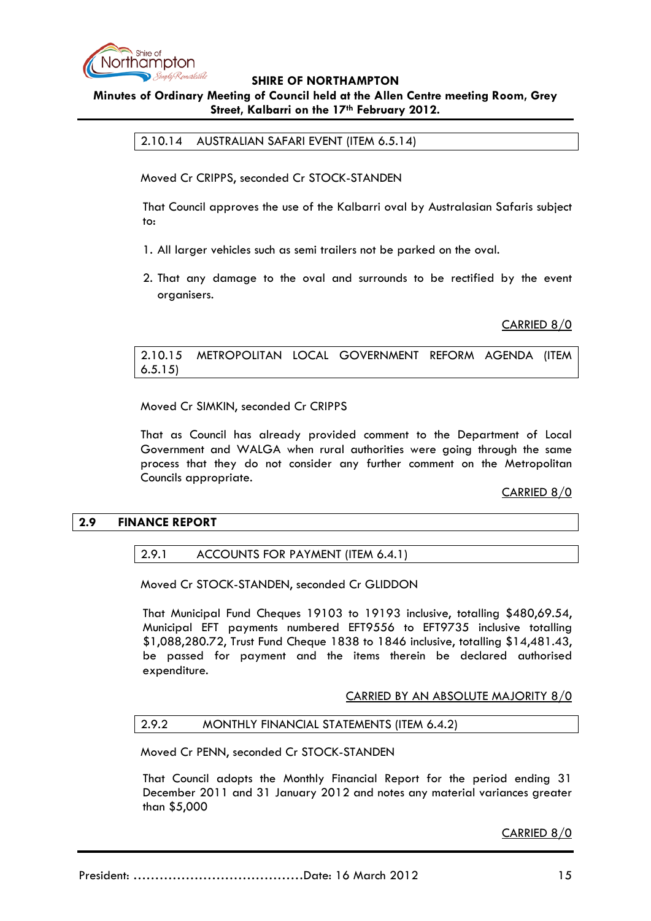#### 2.10.14 AUSTRALIAN SAFARI EVENT (ITEM 6.5.14)

Moved Cr CRIPPS, seconded Cr STOCK-STANDEN

That Council approves the use of the Kalbarri oval by Australasian Safaris subject to:

1. All larger vehicles such as semi trailers not be parked on the oval.
2. That any damage to the oval and surrounds to be rectified by the event organisers.

<u>CARRIED 8/0</u>

#### 2.10.15 METROPOLITAN LOCAL GOVERNMENT REFORM AGENDA (ITEM 6.5.15)

Moved Cr SIMKIN, seconded Cr CRIPPS

That as Council has already provided comment to the Department of Local Government and WALGA when rural authorities were going through the same process that they do not consider any further comment on the Metropolitan Councils appropriate.

<u>CARRIED 8/0</u>

### 2.9 FINANCE REPORT

#### 2.9.1 ACCOUNTS FOR PAYMENT (ITEM 6.4.1)

Moved Cr STOCK-STANDEN, seconded Cr GLIDDON

That Municipal Fund Cheques 19103 to 19193 inclusive, totalling $480,69.54, Municipal EFT payments numbered EFT9556 to EFT9735 inclusive totalling $1,088,280.72, Trust Fund Cheque 1838 to 1846 inclusive, totalling $14,481.43, be passed for payment and the items therein be declared authorised expenditure.

<u>CARRIED BY AN ABSOLUTE MAJORITY 8/0</u>

#### 2.9.2 MONTHLY FINANCIAL STATEMENTS (ITEM 6.4.2)

Moved Cr PENN, seconded Cr STOCK-STANDEN

That Council adopts the Monthly Financial Report for the period ending 31 December 2011 and 31 January 2012 and notes any material variances greater than $5,000

<u>CARRIED 8/0</u>

President: ………………………………….Date: 16 March 2012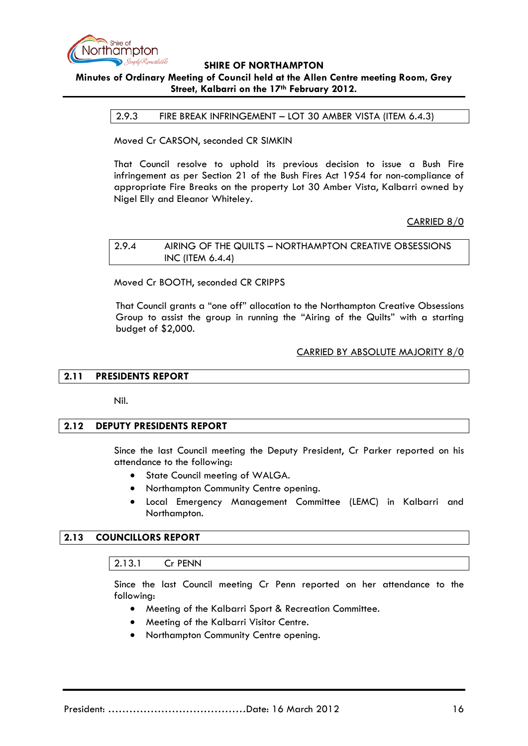### 2.9.3 FIRE BREAK INFRINGEMENT – LOT 30 AMBER VISTA (ITEM 6.4.3)

Moved Cr CARSON, seconded CR SIMKIN

That Council resolve to uphold its previous decision to issue a Bush Fire infringement as per Section 21 of the Bush Fires Act 1954 for non-compliance of appropriate Fire Breaks on the property Lot 30 Amber Vista, Kalbarri owned by Nigel Elly and Eleanor Whiteley.

CARRIED 8/0

### 2.9.4 AIRING OF THE QUILTS – NORTHAMPTON CREATIVE OBSESSIONS INC (ITEM 6.4.4)

Moved Cr BOOTH, seconded CR CRIPPS

That Council grants a "one off" allocation to the Northampton Creative Obsessions Group to assist the group in running the "Airing of the Quilts" with a starting budget of $2,000.

CARRIED BY ABSOLUTE MAJORITY 8/0

## 2.11 PRESIDENTS REPORT

Nil.

## 2.12 DEPUTY PRESIDENTS REPORT

Since the last Council meeting the Deputy President, Cr Parker reported on his attendance to the following:

- State Council meeting of WALGA.
- Northampton Community Centre opening.
- Local Emergency Management Committee (LEMC) in Kalbarri and Northampton.

## 2.13 COUNCILLORS REPORT

### 2.13.1 Cr PENN

Since the last Council meeting Cr Penn reported on her attendance to the following:

- Meeting of the Kalbarri Sport & Recreation Committee.
- Meeting of the Kalbarri Visitor Centre.
- Northampton Community Centre opening.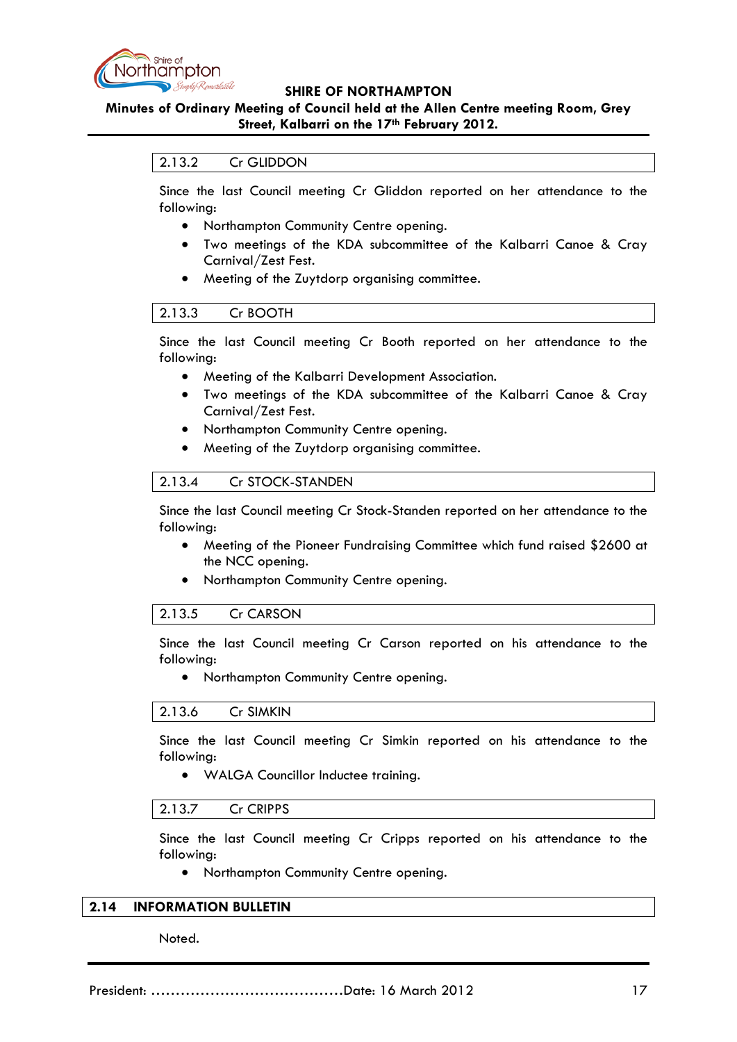### 2.13.2 Cr GLIDDON

Since the last Council meeting Cr Gliddon reported on her attendance to the following:

- Northampton Community Centre opening.
- Two meetings of the KDA subcommittee of the Kalbarri Canoe & Cray Carnival/Zest Fest.
- Meeting of the Zuytdorp organising committee.

### 2.13.3 Cr BOOTH

Since the last Council meeting Cr Booth reported on her attendance to the following:

- Meeting of the Kalbarri Development Association.
- Two meetings of the KDA subcommittee of the Kalbarri Canoe & Cray Carnival/Zest Fest.
- Northampton Community Centre opening.
- Meeting of the Zuytdorp organising committee.

### 2.13.4 Cr STOCK-STANDEN

Since the last Council meeting Cr Stock-Standen reported on her attendance to the following:

- Meeting of the Pioneer Fundraising Committee which fund raised $2600 at the NCC opening.
- Northampton Community Centre opening.

### 2.13.5 Cr CARSON

Since the last Council meeting Cr Carson reported on his attendance to the following:

- Northampton Community Centre opening.

### 2.13.6 Cr SIMKIN

Since the last Council meeting Cr Simkin reported on his attendance to the following:

- WALGA Councillor Inductee training.

### 2.13.7 Cr CRIPPS

Since the last Council meeting Cr Cripps reported on his attendance to the following:

- Northampton Community Centre opening.

## 2.14 INFORMATION BULLETIN

Noted.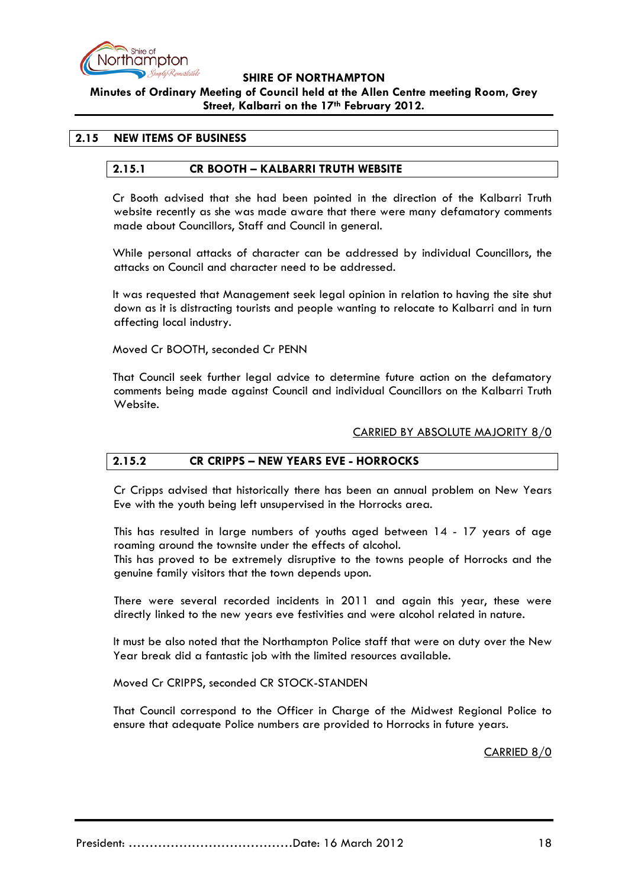## 2.15 NEW ITEMS OF BUSINESS

### 2.15.1 CR BOOTH – KALBARRI TRUTH WEBSITE

Cr Booth advised that she had been pointed in the direction of the Kalbarri Truth website recently as she was made aware that there were many defamatory comments made about Councillors, Staff and Council in general.

While personal attacks of character can be addressed by individual Councillors, the attacks on Council and character need to be addressed.

It was requested that Management seek legal opinion in relation to having the site shut down as it is distracting tourists and people wanting to relocate to Kalbarri and in turn affecting local industry.

Moved Cr BOOTH, seconded Cr PENN

That Council seek further legal advice to determine future action on the defamatory comments being made against Council and individual Councillors on the Kalbarri Truth Website.

CARRIED BY ABSOLUTE MAJORITY 8/0

### 2.15.2 CR CRIPPS – NEW YEARS EVE - HORROCKS

Cr Cripps advised that historically there has been an annual problem on New Years Eve with the youth being left unsupervised in the Horrocks area.

This has resulted in large numbers of youths aged between 14 - 17 years of age roaming around the townsite under the effects of alcohol.
This has proved to be extremely disruptive to the towns people of Horrocks and the genuine family visitors that the town depends upon.

There were several recorded incidents in 2011 and again this year, these were directly linked to the new years eve festivities and were alcohol related in nature.

It must be also noted that the Northampton Police staff that were on duty over the New Year break did a fantastic job with the limited resources available.

Moved Cr CRIPPS, seconded CR STOCK-STANDEN

That Council correspond to the Officer in Charge of the Midwest Regional Police to ensure that adequate Police numbers are provided to Horrocks in future years.

CARRIED 8/0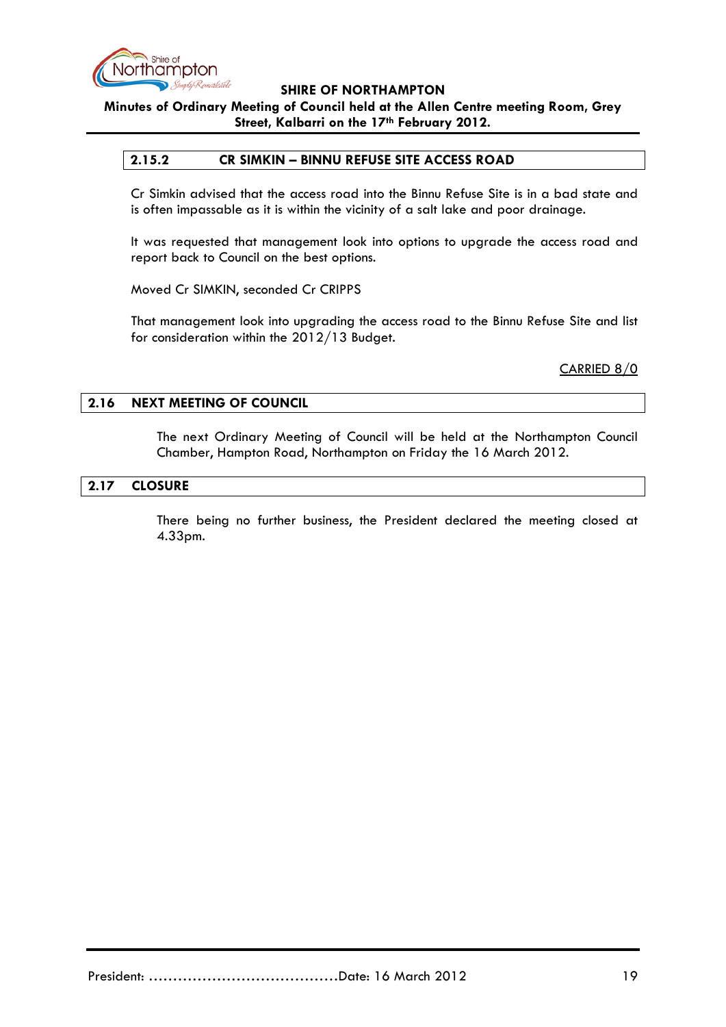### 2.15.2 CR SIMKIN – BINNU REFUSE SITE ACCESS ROAD

Cr Simkin advised that the access road into the Binnu Refuse Site is in a bad state and is often impassable as it is within the vicinity of a salt lake and poor drainage.

It was requested that management look into options to upgrade the access road and report back to Council on the best options.

Moved Cr SIMKIN, seconded Cr CRIPPS

That management look into upgrading the access road to the Binnu Refuse Site and list for consideration within the 2012/13 Budget.

CARRIED 8/0

## 2.16 NEXT MEETING OF COUNCIL

The next Ordinary Meeting of Council will be held at the Northampton Council Chamber, Hampton Road, Northampton on Friday the 16 March 2012.

## 2.17 CLOSURE

There being no further business, the President declared the meeting closed at 4.33pm.

President: ……………………………………Date: 16 March 2012